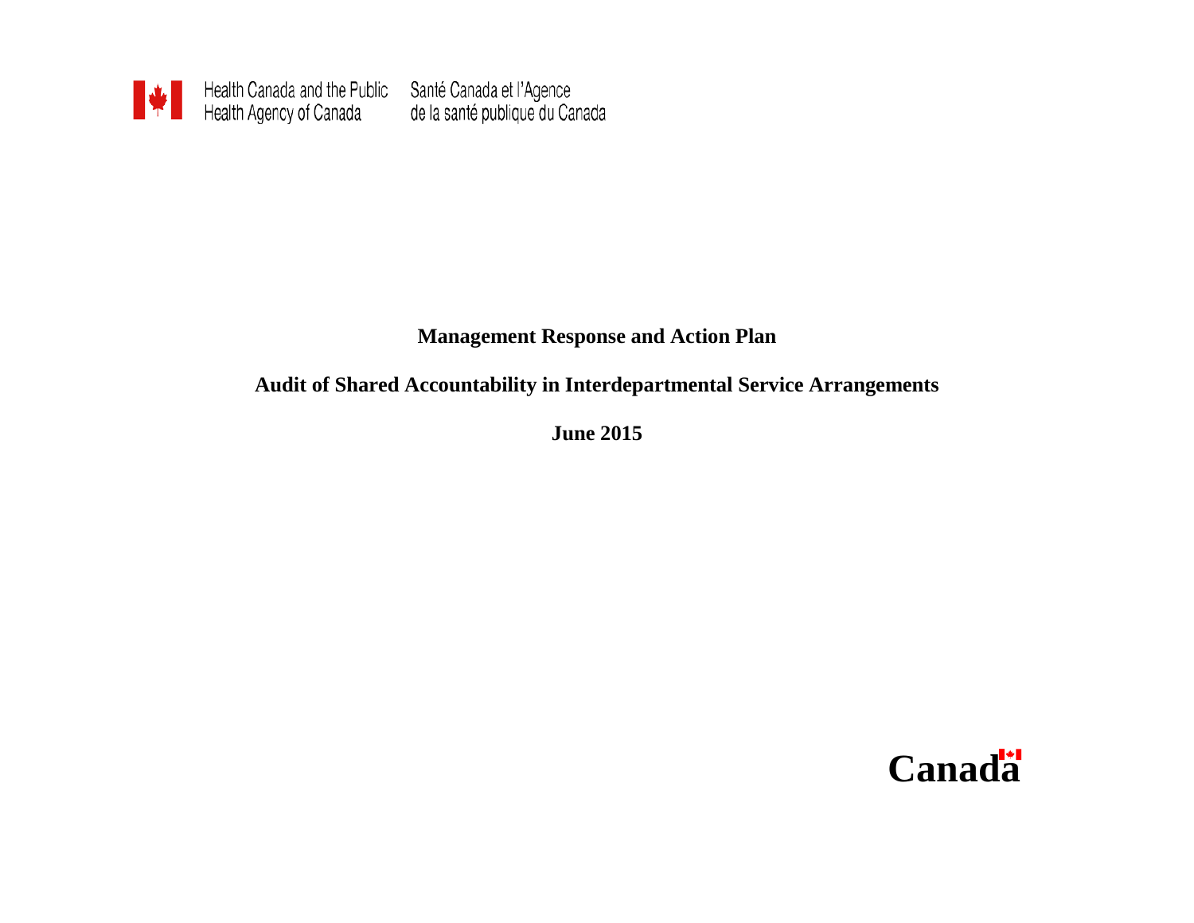Health Canada and the Public Health Agency of Canada    Santé Canada et l'Agence de la santé publique du Canada

# Management Response and Action Plan

## Audit of Shared Accountability in Interdepartmental Service Arrangements

**June 2015**

Canada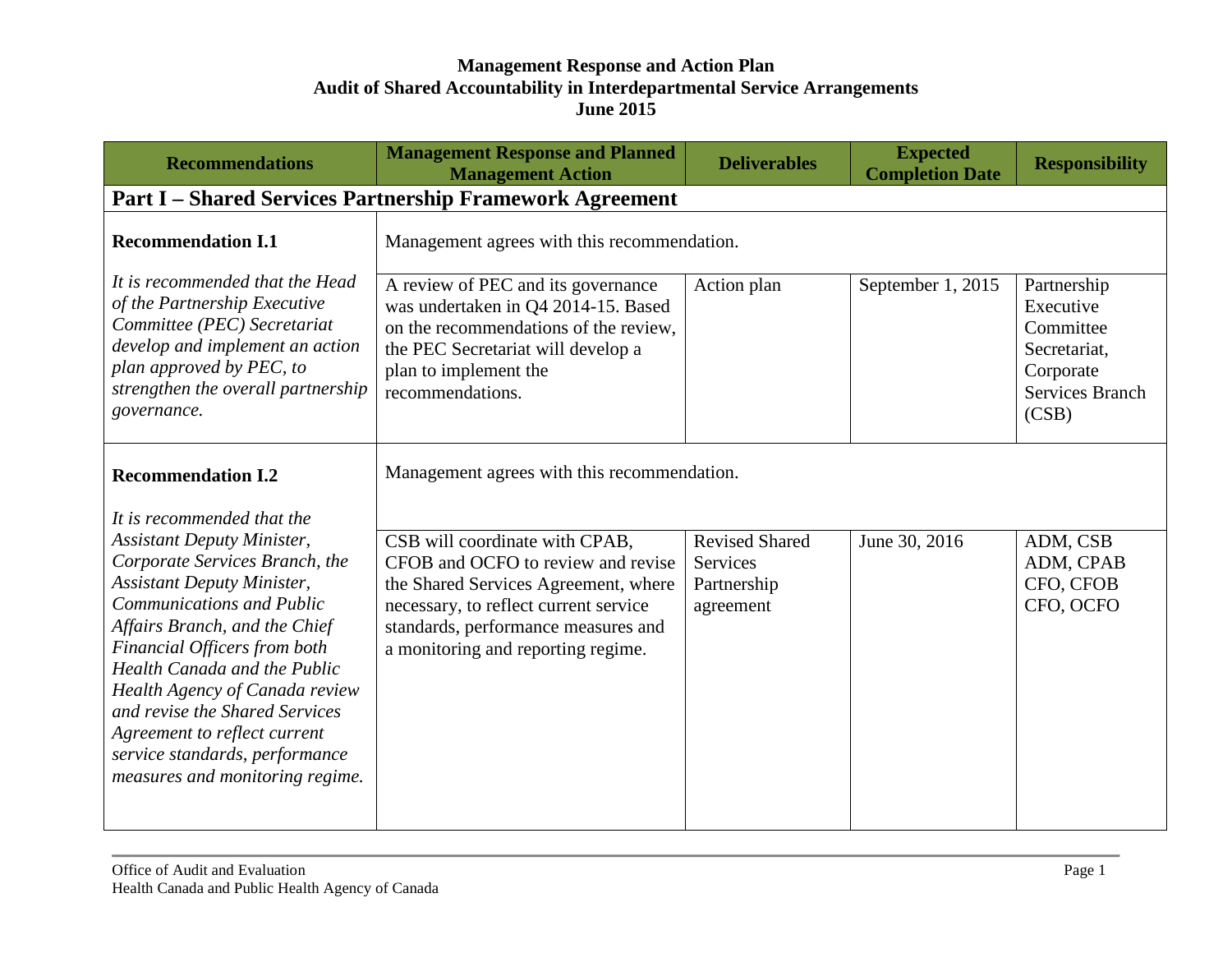**Management Response and Action Plan**
**Audit of Shared Accountability in Interdepartmental Service Arrangements**
**June 2015**

| Recommendations | Management Response and Planned Management Action | Deliverables | Expected Completion Date | Responsibility |
|---|---|---|---|---|
| **Part I – Shared Services Partnership Framework Agreement** | | | | |
| **Recommendation I.1** | Management agrees with this recommendation. | | | |
| *It is recommended that the Head of the Partnership Executive Committee (PEC) Secretariat develop and implement an action plan approved by PEC, to strengthen the overall partnership governance.* | A review of PEC and its governance was undertaken in Q4 2014-15. Based on the recommendations of the review, the PEC Secretariat will develop a plan to implement the recommendations. | Action plan | September 1, 2015 | Partnership Executive Committee Secretariat, Corporate Services Branch (CSB) |
| **Recommendation I.2** | Management agrees with this recommendation. | | | |
| *It is recommended that the Assistant Deputy Minister, Corporate Services Branch, the Assistant Deputy Minister, Communications and Public Affairs Branch, and the Chief Financial Officers from both Health Canada and the Public Health Agency of Canada review and revise the Shared Services Agreement to reflect current service standards, performance measures and monitoring regime.* | CSB will coordinate with CPAB, CFOB and OCFO to review and revise the Shared Services Agreement, where necessary, to reflect current service standards, performance measures and a monitoring and reporting regime. | Revised Shared Services Partnership agreement | June 30, 2016 | ADM, CSB<br>ADM, CPAB<br>CFO, CFOB<br>CFO, OCFO |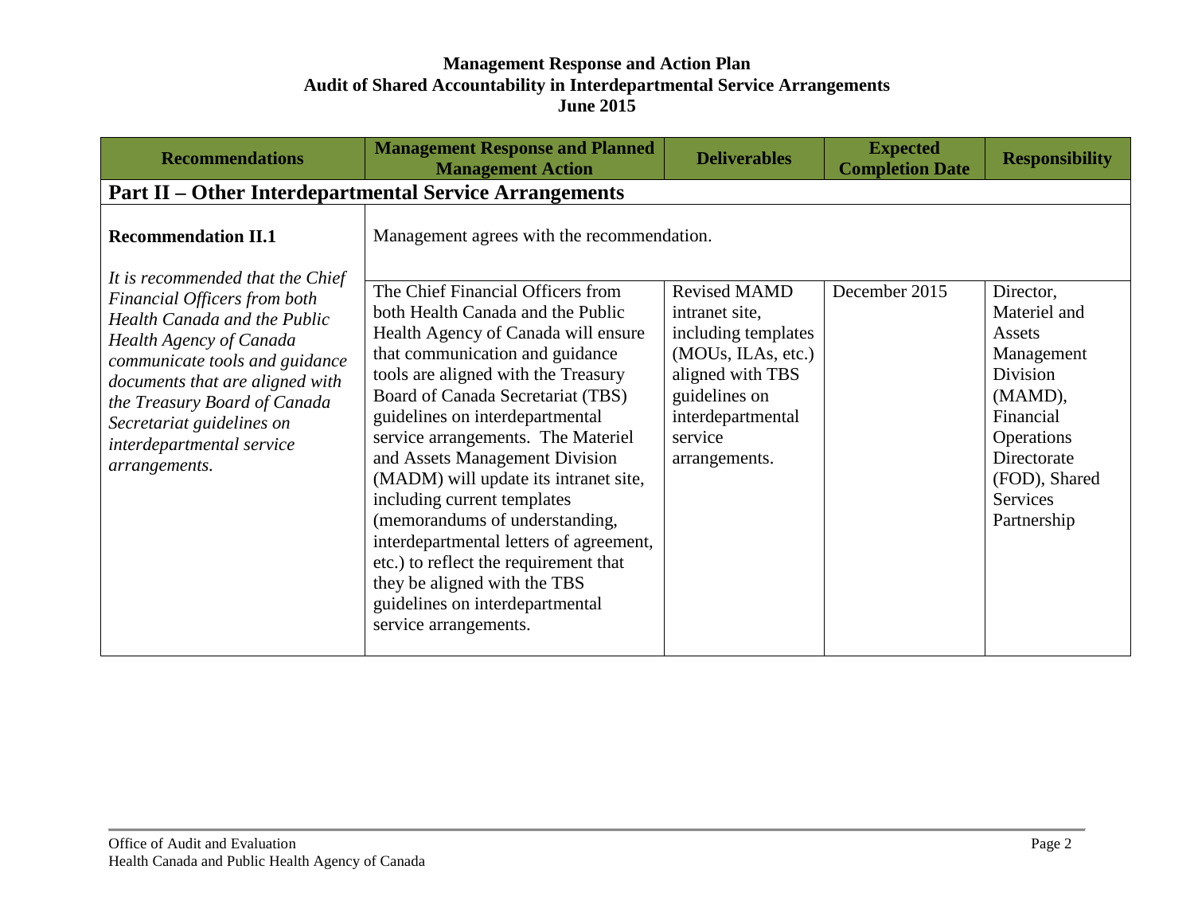**Management Response and Action Plan**
**Audit of Shared Accountability in Interdepartmental Service Arrangements**
**June 2015**

| Recommendations | Management Response and Planned Management Action | Deliverables | Expected Completion Date | Responsibility |
|---|---|---|---|---|
| **Part II – Other Interdepartmental Service Arrangements** | | | | |
| **Recommendation II.1** *It is recommended that the Chief Financial Officers from both Health Canada and the Public Health Agency of Canada communicate tools and guidance documents that are aligned with the Treasury Board of Canada Secretariat guidelines on interdepartmental service arrangements.* | Management agrees with the recommendation. The Chief Financial Officers from both Health Canada and the Public Health Agency of Canada will ensure that communication and guidance tools are aligned with the Treasury Board of Canada Secretariat (TBS) guidelines on interdepartmental service arrangements. The Materiel and Assets Management Division (MADM) will update its intranet site, including current templates (memorandums of understanding, interdepartmental letters of agreement, etc.) to reflect the requirement that they be aligned with the TBS guidelines on interdepartmental service arrangements. | Revised MAMD intranet site, including templates (MOUs, ILAs, etc.) aligned with TBS guidelines on interdepartmental service arrangements. | December 2015 | Director, Materiel and Assets Management Division (MAMD), Financial Operations Directorate (FOD), Shared Services Partnership |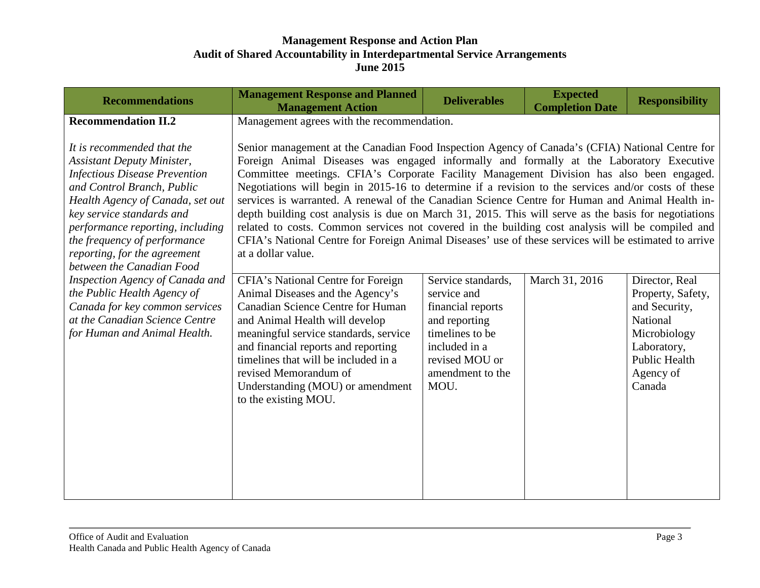**Management Response and Action Plan**
**Audit of Shared Accountability in Interdepartmental Service Arrangements**
**June 2015**

| Recommendations | Management Response and Planned Management Action | Deliverables | Expected Completion Date | Responsibility |
|---|---|---|---|---|
| **Recommendation II.2**<br><br>*It is recommended that the Assistant Deputy Minister, Infectious Disease Prevention and Control Branch, Public Health Agency of Canada, set out key service standards and performance reporting, including the frequency of performance reporting, for the agreement between the Canadian Food Inspection Agency of Canada and the Public Health Agency of Canada for key common services at the Canadian Science Centre for Human and Animal Health.* | Management agrees with the recommendation.<br><br>Senior management at the Canadian Food Inspection Agency of Canada's (CFIA) National Centre for Foreign Animal Diseases was engaged informally and formally at the Laboratory Executive Committee meetings. CFIA's Corporate Facility Management Division has also been engaged. Negotiations will begin in 2015-16 to determine if a revision to the services and/or costs of these services is warranted. A renewal of the Canadian Science Centre for Human and Animal Health in-depth building cost analysis is due on March 31, 2015. This will serve as the basis for negotiations related to costs. Common services not covered in the building cost analysis will be compiled and CFIA's National Centre for Foreign Animal Diseases' use of these services will be estimated to arrive at a dollar value. | | | |
| | CFIA's National Centre for Foreign Animal Diseases and the Agency's Canadian Science Centre for Human and Animal Health will develop meaningful service standards, service and financial reports and reporting timelines that will be included in a revised Memorandum of Understanding (MOU) or amendment to the existing MOU. | Service standards, service and financial reports and reporting timelines to be included in a revised MOU or amendment to the MOU. | March 31, 2016 | Director, Real Property, Safety, and Security, National Microbiology Laboratory, Public Health Agency of Canada |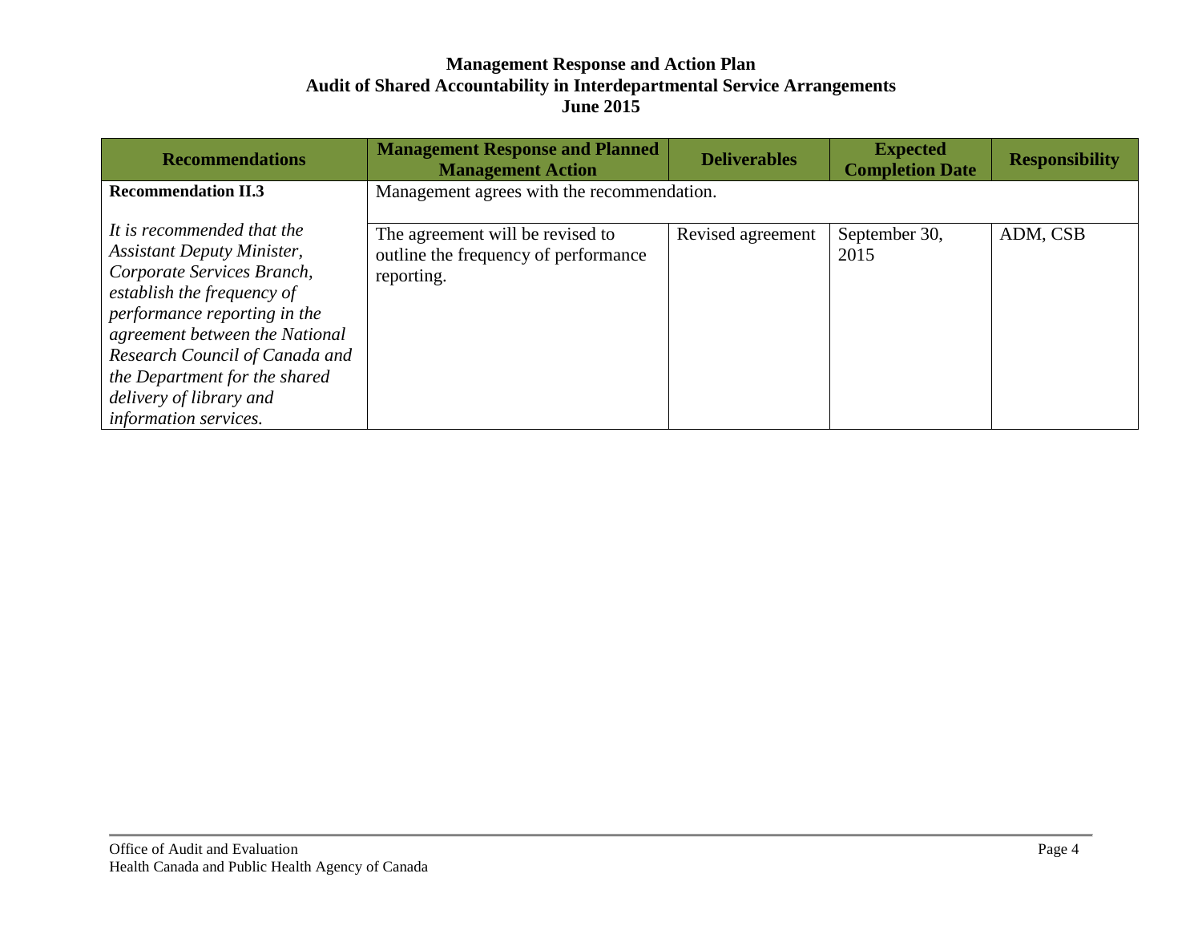**Management Response and Action Plan**
**Audit of Shared Accountability in Interdepartmental Service Arrangements**
**June 2015**

| Recommendations | Management Response and Planned Management Action | Deliverables | Expected Completion Date | Responsibility |
|---|---|---|---|---|
| **Recommendation II.3** | Management agrees with the recommendation. | | | |
| *It is recommended that the Assistant Deputy Minister, Corporate Services Branch, establish the frequency of performance reporting in the agreement between the National Research Council of Canada and the Department for the shared delivery of library and information services.* | The agreement will be revised to outline the frequency of performance reporting. | Revised agreement | September 30, 2015 | ADM, CSB |